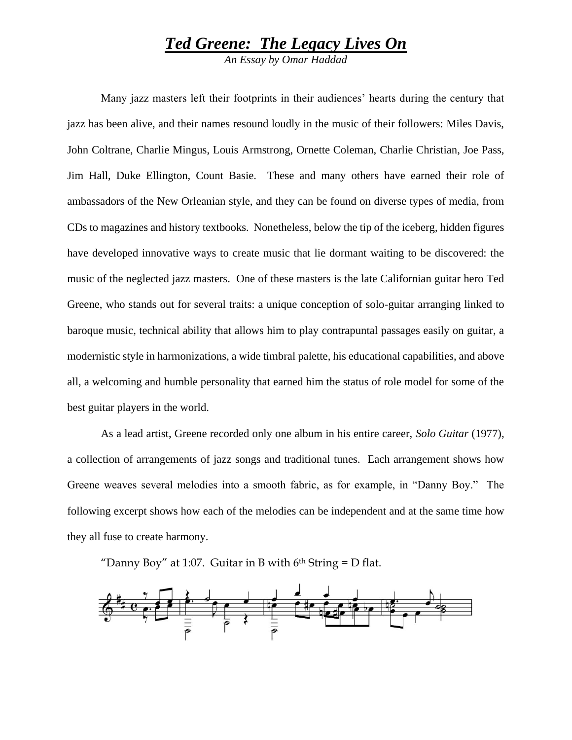# ***Ted Greene: The Legacy Lives On***

*An Essay by Omar Haddad*

Many jazz masters left their footprints in their audiences' hearts during the century that jazz has been alive, and their names resound loudly in the music of their followers: Miles Davis, John Coltrane, Charlie Mingus, Louis Armstrong, Ornette Coleman, Charlie Christian, Joe Pass, Jim Hall, Duke Ellington, Count Basie. These and many others have earned their role of ambassadors of the New Orleanian style, and they can be found on diverse types of media, from CDs to magazines and history textbooks. Nonetheless, below the tip of the iceberg, hidden figures have developed innovative ways to create music that lie dormant waiting to be discovered: the music of the neglected jazz masters. One of these masters is the late Californian guitar hero Ted Greene, who stands out for several traits: a unique conception of solo-guitar arranging linked to baroque music, technical ability that allows him to play contrapuntal passages easily on guitar, a modernistic style in harmonizations, a wide timbral palette, his educational capabilities, and above all, a welcoming and humble personality that earned him the status of role model for some of the best guitar players in the world.

As a lead artist, Greene recorded only one album in his entire career, *Solo Guitar* (1977), a collection of arrangements of jazz songs and traditional tunes. Each arrangement shows how Greene weaves several melodies into a smooth fabric, as for example, in "Danny Boy." The following excerpt shows how each of the melodies can be independent and at the same time how they all fuse to create harmony.

"Danny Boy" at 1:07. Guitar in B with 6th String = D flat.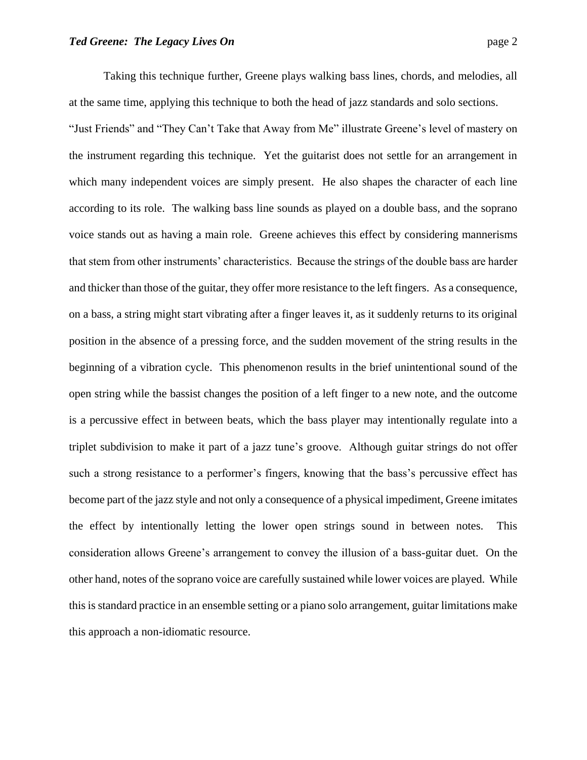Taking this technique further, Greene plays walking bass lines, chords, and melodies, all at the same time, applying this technique to both the head of jazz standards and solo sections. "Just Friends" and "They Can't Take that Away from Me" illustrate Greene's level of mastery on the instrument regarding this technique. Yet the guitarist does not settle for an arrangement in which many independent voices are simply present. He also shapes the character of each line according to its role. The walking bass line sounds as played on a double bass, and the soprano voice stands out as having a main role. Greene achieves this effect by considering mannerisms that stem from other instruments' characteristics. Because the strings of the double bass are harder and thicker than those of the guitar, they offer more resistance to the left fingers. As a consequence, on a bass, a string might start vibrating after a finger leaves it, as it suddenly returns to its original position in the absence of a pressing force, and the sudden movement of the string results in the beginning of a vibration cycle. This phenomenon results in the brief unintentional sound of the open string while the bassist changes the position of a left finger to a new note, and the outcome is a percussive effect in between beats, which the bass player may intentionally regulate into a triplet subdivision to make it part of a jazz tune's groove. Although guitar strings do not offer such a strong resistance to a performer's fingers, knowing that the bass's percussive effect has become part of the jazz style and not only a consequence of a physical impediment, Greene imitates the effect by intentionally letting the lower open strings sound in between notes. This consideration allows Greene's arrangement to convey the illusion of a bass-guitar duet. On the other hand, notes of the soprano voice are carefully sustained while lower voices are played. While this is standard practice in an ensemble setting or a piano solo arrangement, guitar limitations make this approach a non-idiomatic resource.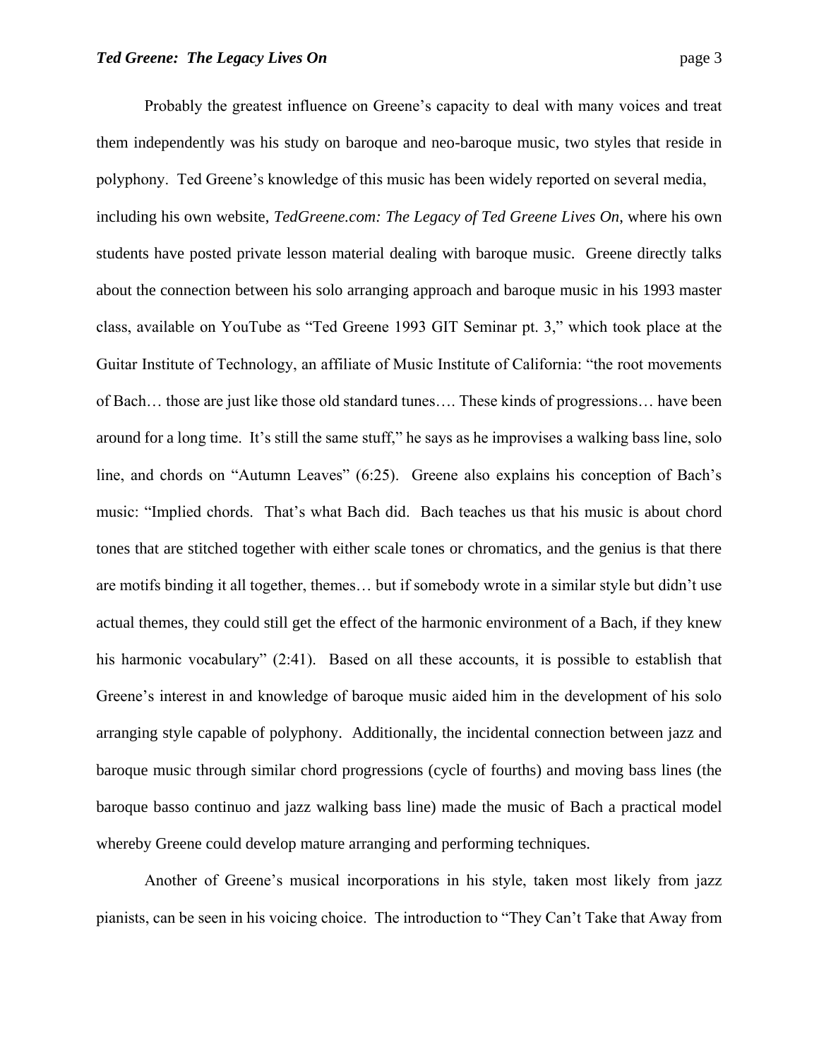Probably the greatest influence on Greene's capacity to deal with many voices and treat them independently was his study on baroque and neo-baroque music, two styles that reside in polyphony. Ted Greene's knowledge of this music has been widely reported on several media, including his own website, *TedGreene.com: The Legacy of Ted Greene Lives On*, where his own students have posted private lesson material dealing with baroque music. Greene directly talks about the connection between his solo arranging approach and baroque music in his 1993 master class, available on YouTube as "Ted Greene 1993 GIT Seminar pt. 3," which took place at the Guitar Institute of Technology, an affiliate of Music Institute of California: "the root movements of Bach… those are just like those old standard tunes…. These kinds of progressions… have been around for a long time. It's still the same stuff," he says as he improvises a walking bass line, solo line, and chords on "Autumn Leaves" (6:25). Greene also explains his conception of Bach's music: "Implied chords. That's what Bach did. Bach teaches us that his music is about chord tones that are stitched together with either scale tones or chromatics, and the genius is that there are motifs binding it all together, themes… but if somebody wrote in a similar style but didn't use actual themes, they could still get the effect of the harmonic environment of a Bach, if they knew his harmonic vocabulary" (2:41). Based on all these accounts, it is possible to establish that Greene's interest in and knowledge of baroque music aided him in the development of his solo arranging style capable of polyphony. Additionally, the incidental connection between jazz and baroque music through similar chord progressions (cycle of fourths) and moving bass lines (the baroque basso continuo and jazz walking bass line) made the music of Bach a practical model whereby Greene could develop mature arranging and performing techniques.

Another of Greene's musical incorporations in his style, taken most likely from jazz pianists, can be seen in his voicing choice. The introduction to "They Can't Take that Away from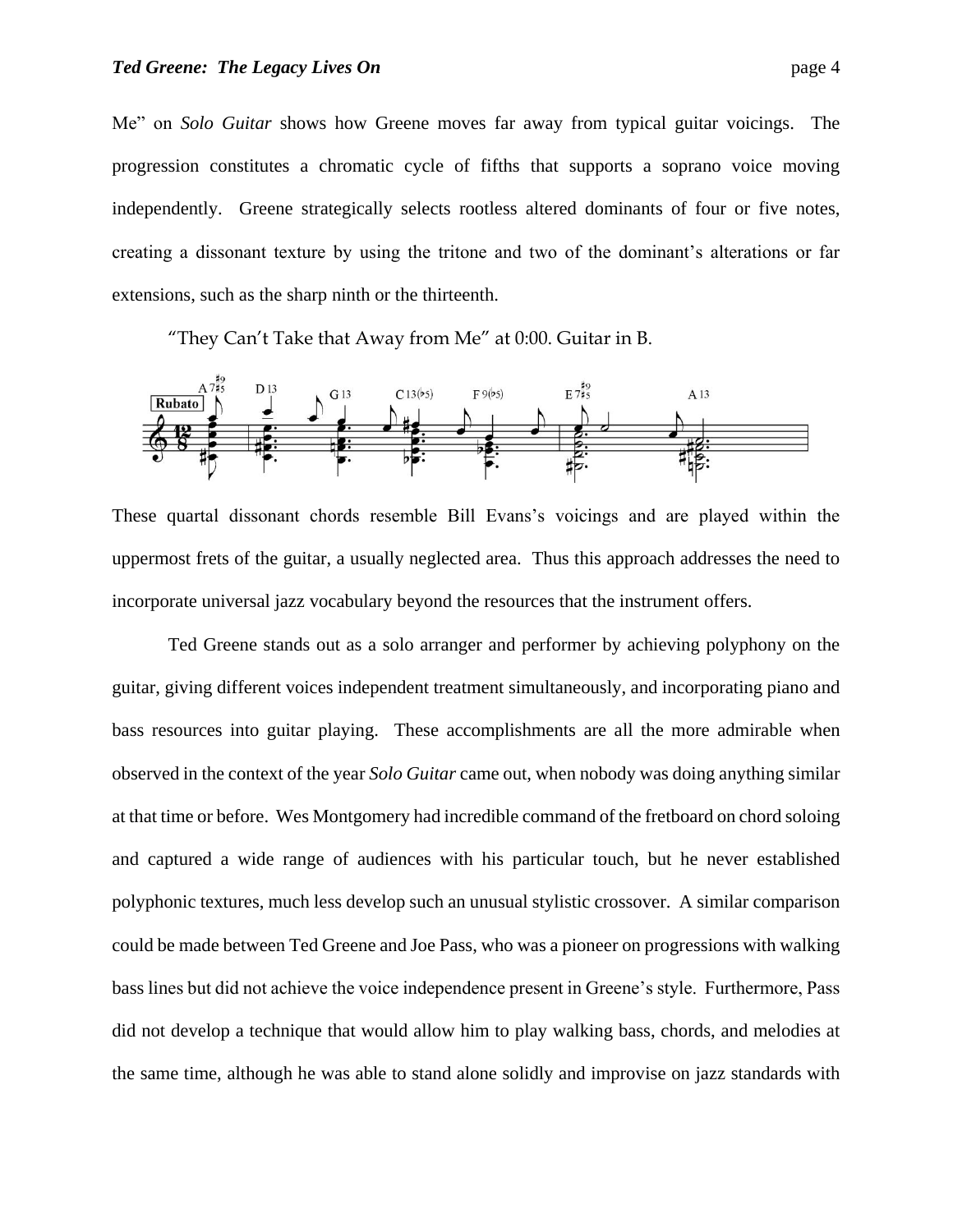Me" on *Solo Guitar* shows how Greene moves far away from typical guitar voicings. The progression constitutes a chromatic cycle of fifths that supports a soprano voice moving independently. Greene strategically selects rootless altered dominants of four or five notes, creating a dissonant texture by using the tritone and two of the dominant's alterations or far extensions, such as the sharp ninth or the thirteenth.

"They Can't Take that Away from Me" at 0:00. Guitar in B.

These quartal dissonant chords resemble Bill Evans's voicings and are played within the uppermost frets of the guitar, a usually neglected area. Thus this approach addresses the need to incorporate universal jazz vocabulary beyond the resources that the instrument offers.

Ted Greene stands out as a solo arranger and performer by achieving polyphony on the guitar, giving different voices independent treatment simultaneously, and incorporating piano and bass resources into guitar playing. These accomplishments are all the more admirable when observed in the context of the year *Solo Guitar* came out, when nobody was doing anything similar at that time or before. Wes Montgomery had incredible command of the fretboard on chord soloing and captured a wide range of audiences with his particular touch, but he never established polyphonic textures, much less develop such an unusual stylistic crossover. A similar comparison could be made between Ted Greene and Joe Pass, who was a pioneer on progressions with walking bass lines but did not achieve the voice independence present in Greene's style. Furthermore, Pass did not develop a technique that would allow him to play walking bass, chords, and melodies at the same time, although he was able to stand alone solidly and improvise on jazz standards with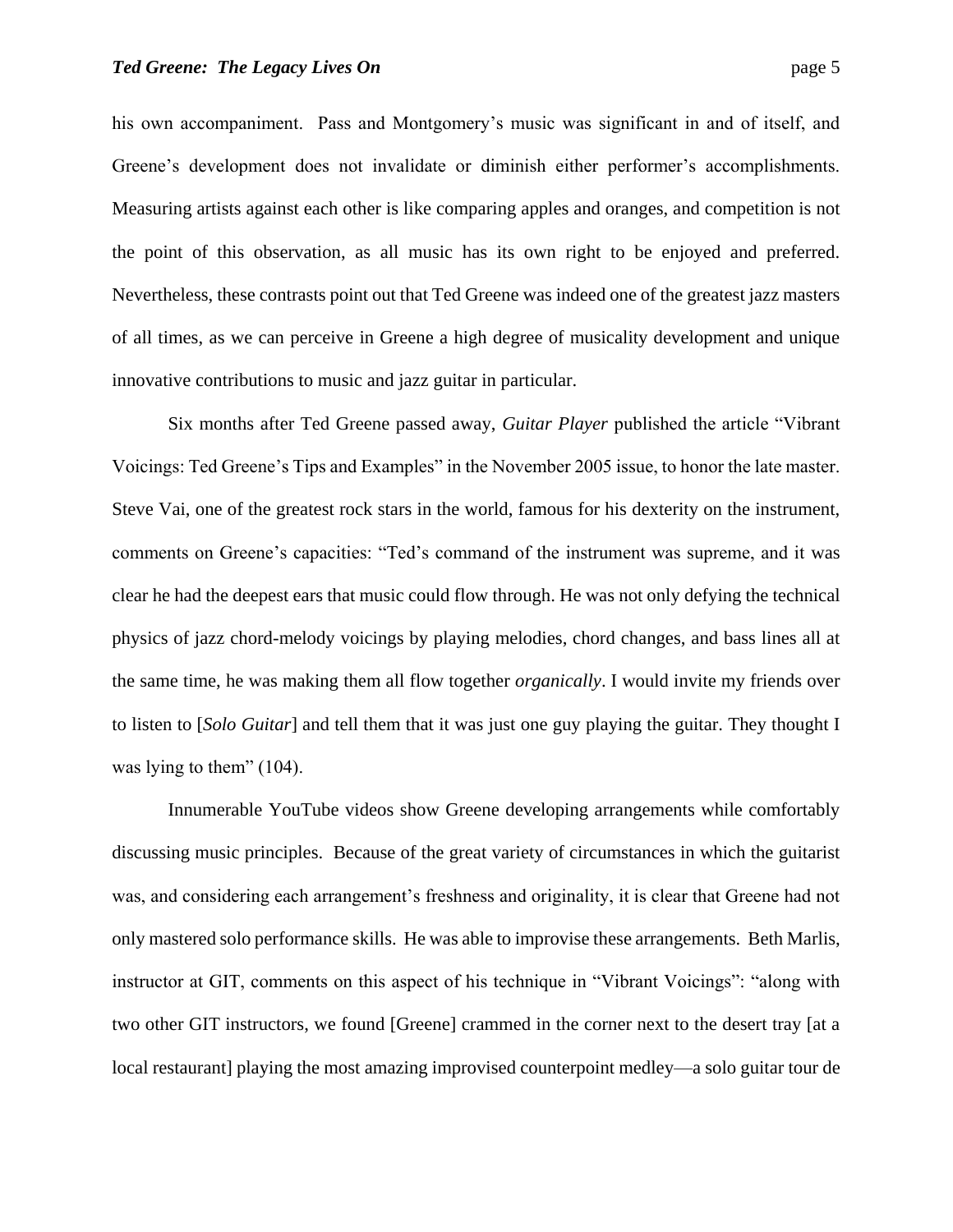his own accompaniment. Pass and Montgomery's music was significant in and of itself, and Greene's development does not invalidate or diminish either performer's accomplishments. Measuring artists against each other is like comparing apples and oranges, and competition is not the point of this observation, as all music has its own right to be enjoyed and preferred. Nevertheless, these contrasts point out that Ted Greene was indeed one of the greatest jazz masters of all times, as we can perceive in Greene a high degree of musicality development and unique innovative contributions to music and jazz guitar in particular.

Six months after Ted Greene passed away, *Guitar Player* published the article "Vibrant Voicings: Ted Greene's Tips and Examples" in the November 2005 issue, to honor the late master. Steve Vai, one of the greatest rock stars in the world, famous for his dexterity on the instrument, comments on Greene's capacities: "Ted's command of the instrument was supreme, and it was clear he had the deepest ears that music could flow through. He was not only defying the technical physics of jazz chord-melody voicings by playing melodies, chord changes, and bass lines all at the same time, he was making them all flow together *organically*. I would invite my friends over to listen to [*Solo Guitar*] and tell them that it was just one guy playing the guitar. They thought I was lying to them" (104).

Innumerable YouTube videos show Greene developing arrangements while comfortably discussing music principles. Because of the great variety of circumstances in which the guitarist was, and considering each arrangement's freshness and originality, it is clear that Greene had not only mastered solo performance skills. He was able to improvise these arrangements. Beth Marlis, instructor at GIT, comments on this aspect of his technique in "Vibrant Voicings": "along with two other GIT instructors, we found [Greene] crammed in the corner next to the desert tray [at a local restaurant] playing the most amazing improvised counterpoint medley—a solo guitar tour de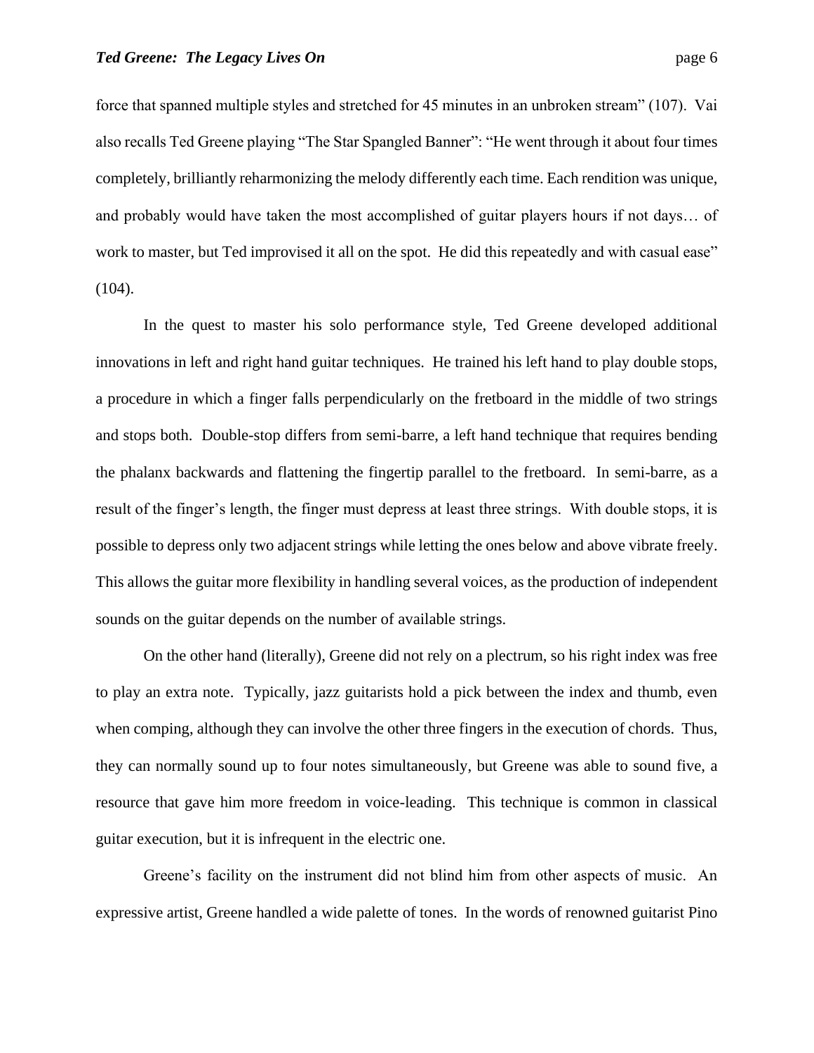force that spanned multiple styles and stretched for 45 minutes in an unbroken stream" (107). Vai also recalls Ted Greene playing "The Star Spangled Banner": "He went through it about four times completely, brilliantly reharmonizing the melody differently each time. Each rendition was unique, and probably would have taken the most accomplished of guitar players hours if not days… of work to master, but Ted improvised it all on the spot. He did this repeatedly and with casual ease" (104).

In the quest to master his solo performance style, Ted Greene developed additional innovations in left and right hand guitar techniques. He trained his left hand to play double stops, a procedure in which a finger falls perpendicularly on the fretboard in the middle of two strings and stops both. Double-stop differs from semi-barre, a left hand technique that requires bending the phalanx backwards and flattening the fingertip parallel to the fretboard. In semi-barre, as a result of the finger's length, the finger must depress at least three strings. With double stops, it is possible to depress only two adjacent strings while letting the ones below and above vibrate freely. This allows the guitar more flexibility in handling several voices, as the production of independent sounds on the guitar depends on the number of available strings.

On the other hand (literally), Greene did not rely on a plectrum, so his right index was free to play an extra note. Typically, jazz guitarists hold a pick between the index and thumb, even when comping, although they can involve the other three fingers in the execution of chords. Thus, they can normally sound up to four notes simultaneously, but Greene was able to sound five, a resource that gave him more freedom in voice-leading. This technique is common in classical guitar execution, but it is infrequent in the electric one.

Greene's facility on the instrument did not blind him from other aspects of music. An expressive artist, Greene handled a wide palette of tones. In the words of renowned guitarist Pino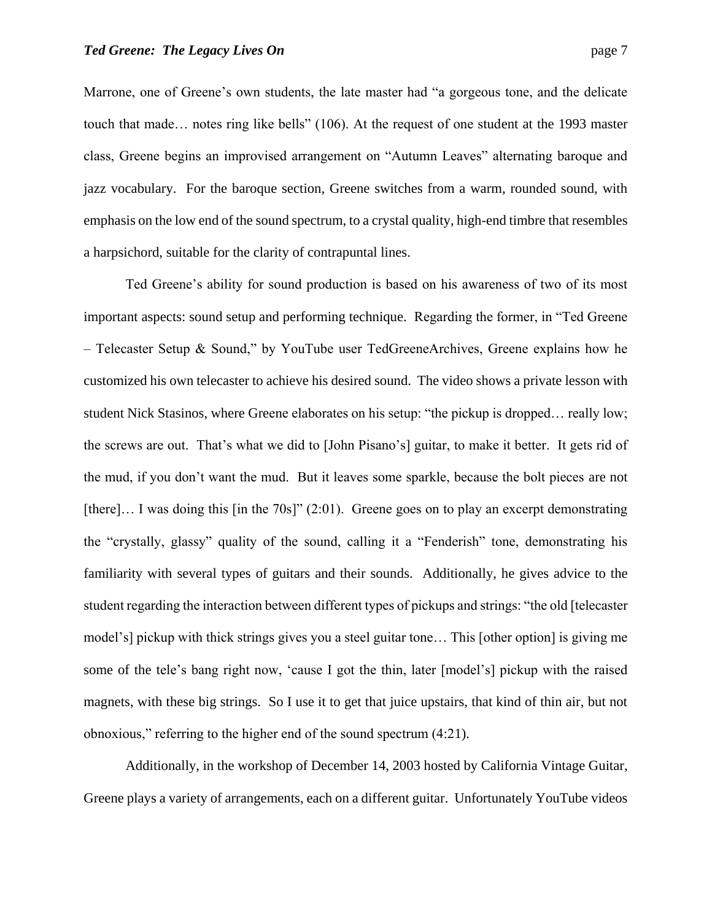Marrone, one of Greene's own students, the late master had "a gorgeous tone, and the delicate touch that made… notes ring like bells" (106). At the request of one student at the 1993 master class, Greene begins an improvised arrangement on "Autumn Leaves" alternating baroque and jazz vocabulary. For the baroque section, Greene switches from a warm, rounded sound, with emphasis on the low end of the sound spectrum, to a crystal quality, high-end timbre that resembles a harpsichord, suitable for the clarity of contrapuntal lines.

Ted Greene's ability for sound production is based on his awareness of two of its most important aspects: sound setup and performing technique. Regarding the former, in "Ted Greene – Telecaster Setup & Sound," by YouTube user TedGreeneArchives, Greene explains how he customized his own telecaster to achieve his desired sound. The video shows a private lesson with student Nick Stasinos, where Greene elaborates on his setup: "the pickup is dropped… really low; the screws are out. That's what we did to [John Pisano's] guitar, to make it better. It gets rid of the mud, if you don't want the mud. But it leaves some sparkle, because the bolt pieces are not [there]… I was doing this [in the 70s]" (2:01). Greene goes on to play an excerpt demonstrating the "crystally, glassy" quality of the sound, calling it a "Fenderish" tone, demonstrating his familiarity with several types of guitars and their sounds. Additionally, he gives advice to the student regarding the interaction between different types of pickups and strings: "the old [telecaster model's] pickup with thick strings gives you a steel guitar tone… This [other option] is giving me some of the tele's bang right now, 'cause I got the thin, later [model's] pickup with the raised magnets, with these big strings. So I use it to get that juice upstairs, that kind of thin air, but not obnoxious," referring to the higher end of the sound spectrum (4:21).

Additionally, in the workshop of December 14, 2003 hosted by California Vintage Guitar, Greene plays a variety of arrangements, each on a different guitar. Unfortunately YouTube videos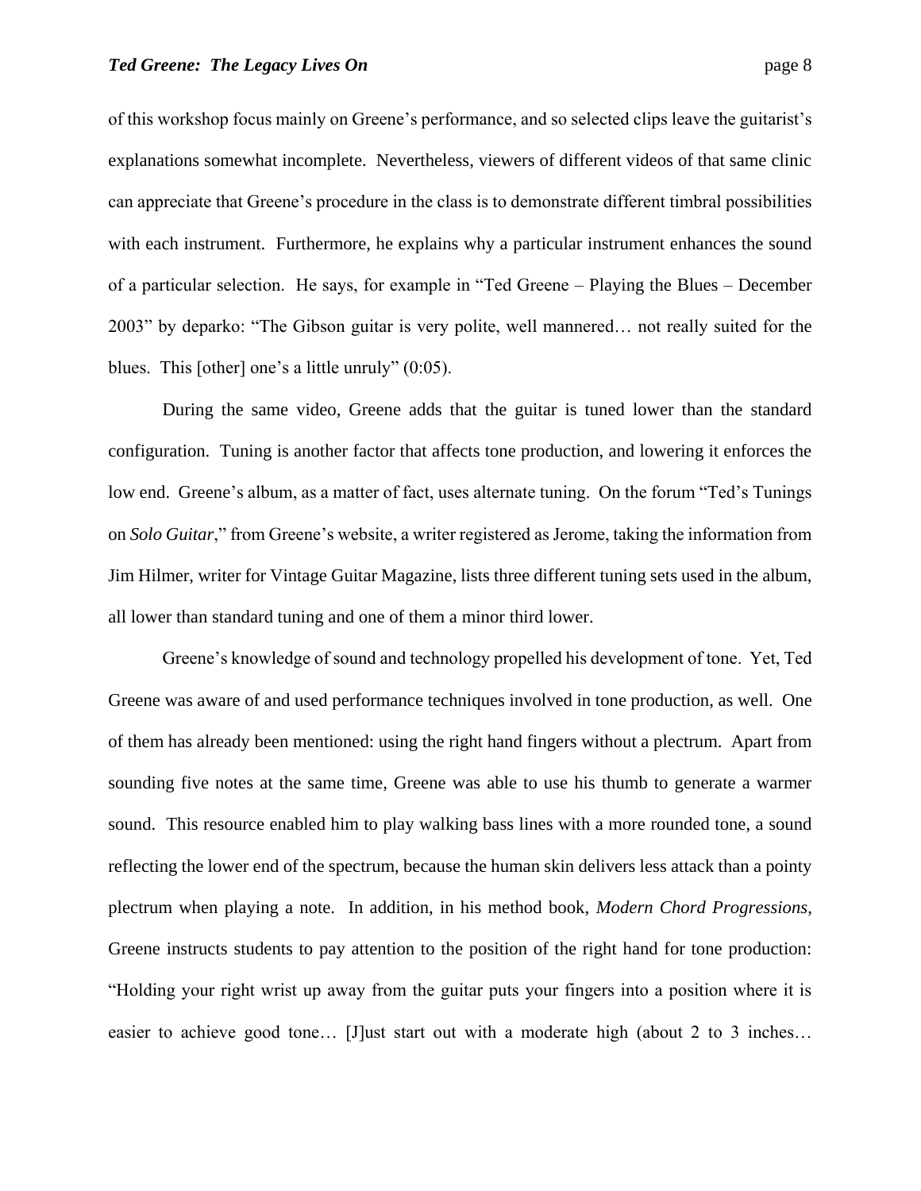of this workshop focus mainly on Greene's performance, and so selected clips leave the guitarist's explanations somewhat incomplete. Nevertheless, viewers of different videos of that same clinic can appreciate that Greene's procedure in the class is to demonstrate different timbral possibilities with each instrument. Furthermore, he explains why a particular instrument enhances the sound of a particular selection. He says, for example in "Ted Greene – Playing the Blues – December 2003" by deparko: "The Gibson guitar is very polite, well mannered… not really suited for the blues. This [other] one's a little unruly" (0:05).

During the same video, Greene adds that the guitar is tuned lower than the standard configuration. Tuning is another factor that affects tone production, and lowering it enforces the low end. Greene's album, as a matter of fact, uses alternate tuning. On the forum "Ted's Tunings on *Solo Guitar*," from Greene's website, a writer registered as Jerome, taking the information from Jim Hilmer, writer for Vintage Guitar Magazine, lists three different tuning sets used in the album, all lower than standard tuning and one of them a minor third lower.

Greene's knowledge of sound and technology propelled his development of tone. Yet, Ted Greene was aware of and used performance techniques involved in tone production, as well. One of them has already been mentioned: using the right hand fingers without a plectrum. Apart from sounding five notes at the same time, Greene was able to use his thumb to generate a warmer sound. This resource enabled him to play walking bass lines with a more rounded tone, a sound reflecting the lower end of the spectrum, because the human skin delivers less attack than a pointy plectrum when playing a note. In addition, in his method book, *Modern Chord Progressions*, Greene instructs students to pay attention to the position of the right hand for tone production: "Holding your right wrist up away from the guitar puts your fingers into a position where it is easier to achieve good tone… [J]ust start out with a moderate high (about 2 to 3 inches…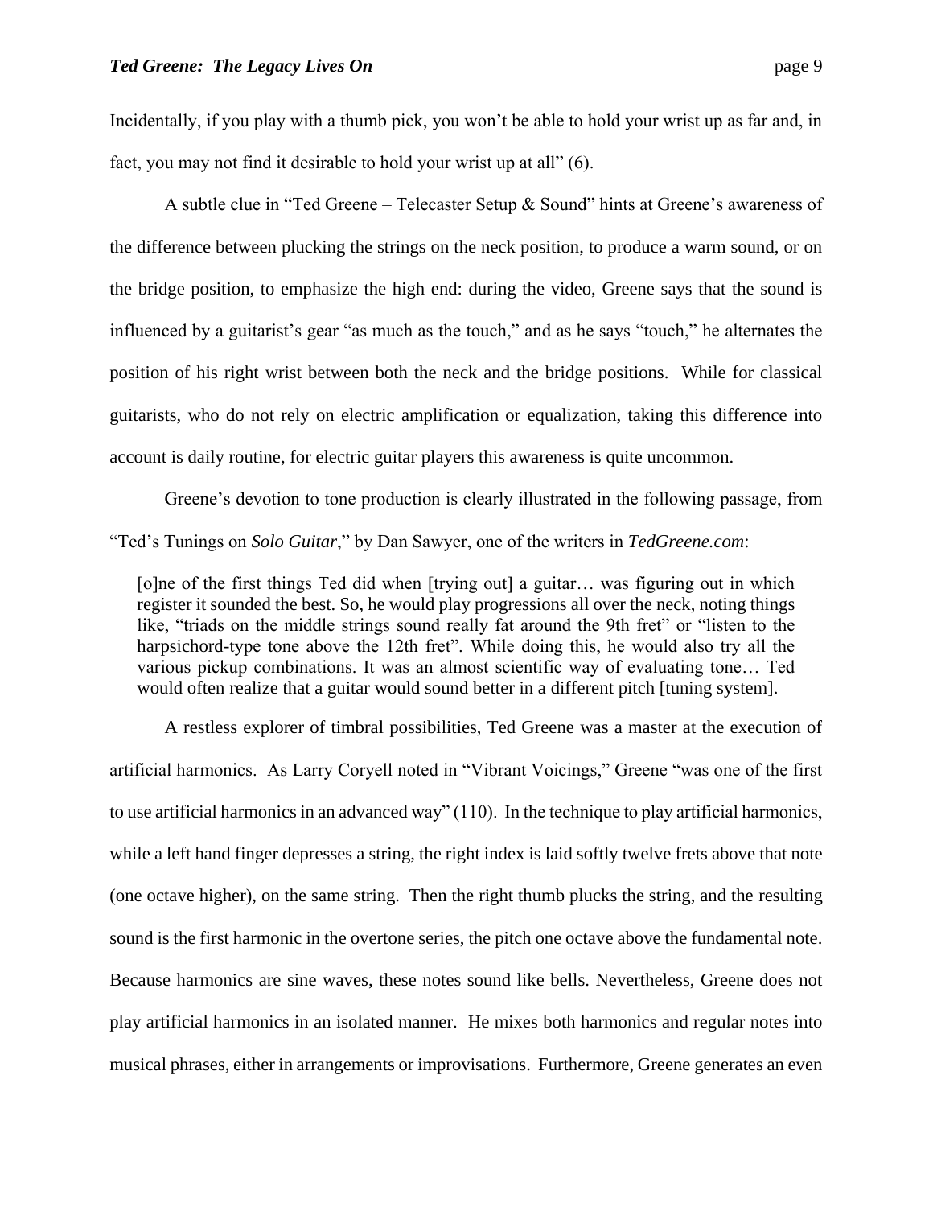Incidentally, if you play with a thumb pick, you won't be able to hold your wrist up as far and, in fact, you may not find it desirable to hold your wrist up at all" (6).

A subtle clue in "Ted Greene – Telecaster Setup & Sound" hints at Greene's awareness of the difference between plucking the strings on the neck position, to produce a warm sound, or on the bridge position, to emphasize the high end: during the video, Greene says that the sound is influenced by a guitarist's gear "as much as the touch," and as he says "touch," he alternates the position of his right wrist between both the neck and the bridge positions. While for classical guitarists, who do not rely on electric amplification or equalization, taking this difference into account is daily routine, for electric guitar players this awareness is quite uncommon.

Greene's devotion to tone production is clearly illustrated in the following passage, from "Ted's Tunings on *Solo Guitar*," by Dan Sawyer, one of the writers in *TedGreene.com*:

> [o]ne of the first things Ted did when [trying out] a guitar… was figuring out in which register it sounded the best. So, he would play progressions all over the neck, noting things like, "triads on the middle strings sound really fat around the 9th fret" or "listen to the harpsichord-type tone above the 12th fret". While doing this, he would also try all the various pickup combinations. It was an almost scientific way of evaluating tone… Ted would often realize that a guitar would sound better in a different pitch [tuning system].

A restless explorer of timbral possibilities, Ted Greene was a master at the execution of artificial harmonics. As Larry Coryell noted in "Vibrant Voicings," Greene "was one of the first to use artificial harmonics in an advanced way" (110). In the technique to play artificial harmonics, while a left hand finger depresses a string, the right index is laid softly twelve frets above that note (one octave higher), on the same string. Then the right thumb plucks the string, and the resulting sound is the first harmonic in the overtone series, the pitch one octave above the fundamental note. Because harmonics are sine waves, these notes sound like bells. Nevertheless, Greene does not play artificial harmonics in an isolated manner. He mixes both harmonics and regular notes into musical phrases, either in arrangements or improvisations. Furthermore, Greene generates an even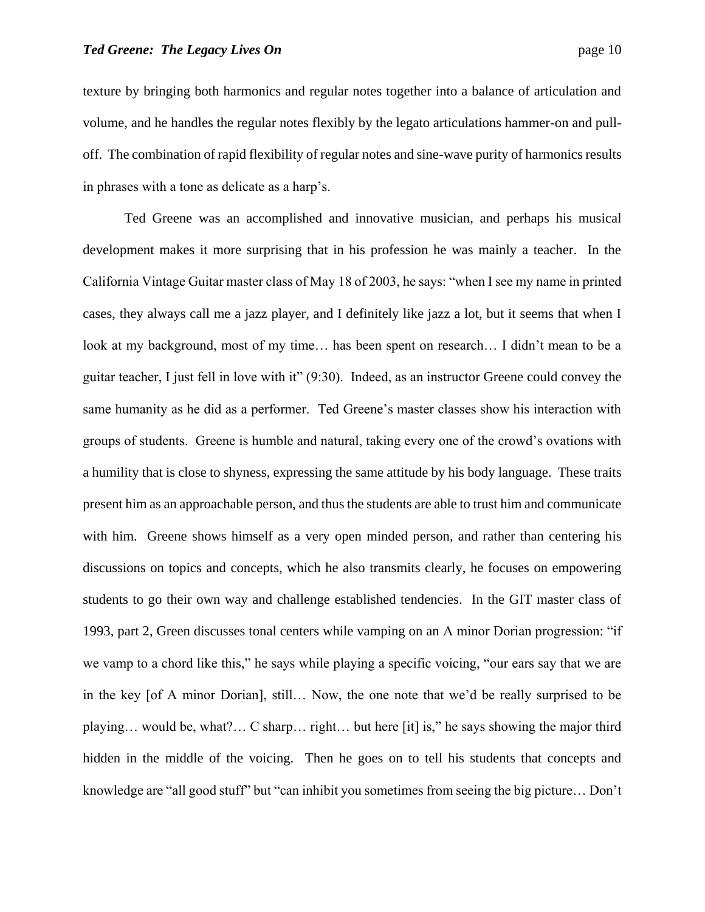texture by bringing both harmonics and regular notes together into a balance of articulation and volume, and he handles the regular notes flexibly by the legato articulations hammer-on and pull-off. The combination of rapid flexibility of regular notes and sine-wave purity of harmonics results in phrases with a tone as delicate as a harp's.

Ted Greene was an accomplished and innovative musician, and perhaps his musical development makes it more surprising that in his profession he was mainly a teacher. In the California Vintage Guitar master class of May 18 of 2003, he says: "when I see my name in printed cases, they always call me a jazz player, and I definitely like jazz a lot, but it seems that when I look at my background, most of my time… has been spent on research… I didn't mean to be a guitar teacher, I just fell in love with it" (9:30). Indeed, as an instructor Greene could convey the same humanity as he did as a performer. Ted Greene's master classes show his interaction with groups of students. Greene is humble and natural, taking every one of the crowd's ovations with a humility that is close to shyness, expressing the same attitude by his body language. These traits present him as an approachable person, and thus the students are able to trust him and communicate with him. Greene shows himself as a very open minded person, and rather than centering his discussions on topics and concepts, which he also transmits clearly, he focuses on empowering students to go their own way and challenge established tendencies. In the GIT master class of 1993, part 2, Green discusses tonal centers while vamping on an A minor Dorian progression: "if we vamp to a chord like this," he says while playing a specific voicing, "our ears say that we are in the key [of A minor Dorian], still… Now, the one note that we'd be really surprised to be playing… would be, what?… C sharp… right… but here [it] is," he says showing the major third hidden in the middle of the voicing. Then he goes on to tell his students that concepts and knowledge are "all good stuff" but "can inhibit you sometimes from seeing the big picture… Don't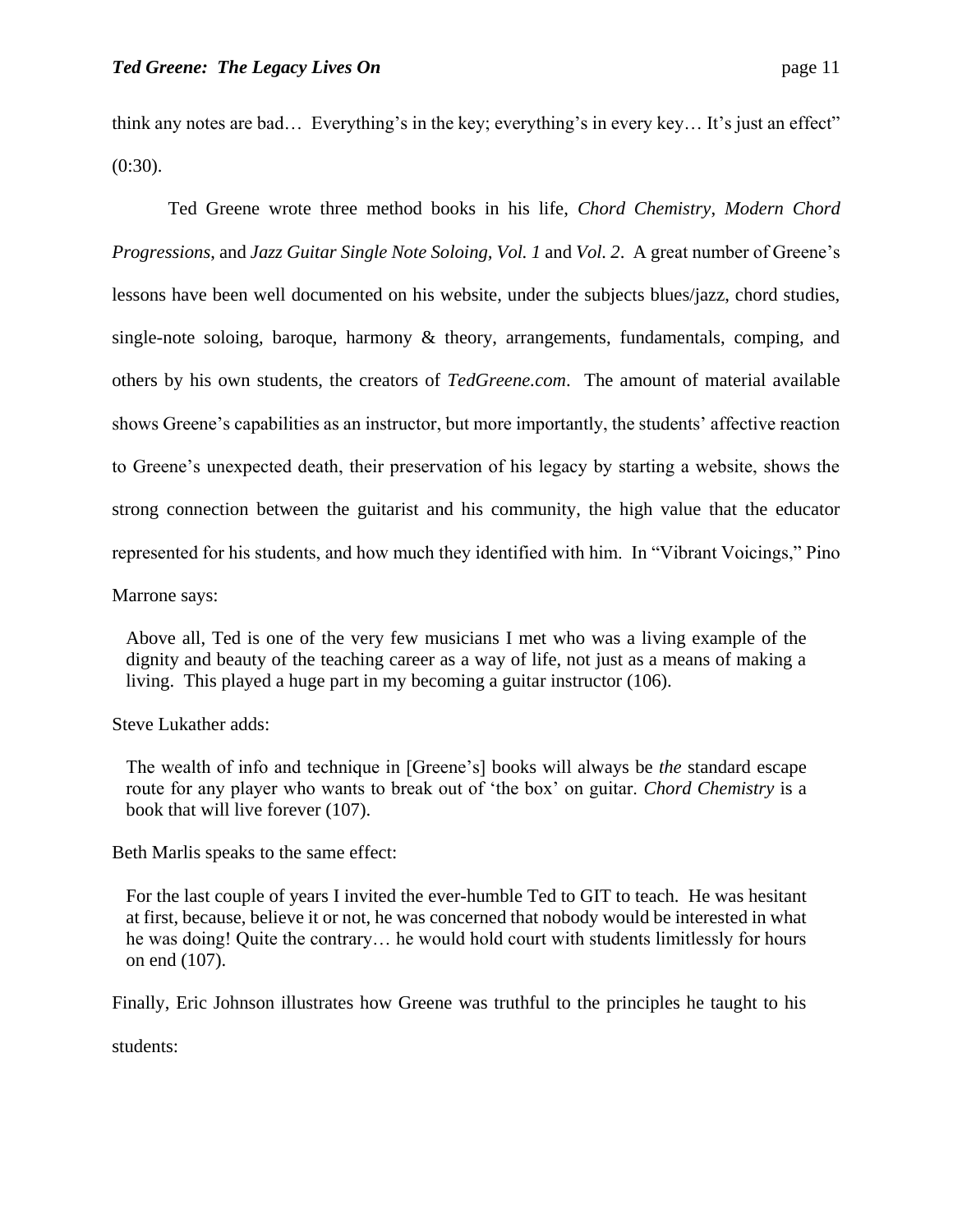think any notes are bad… Everything's in the key; everything's in every key… It's just an effect" (0:30).

Ted Greene wrote three method books in his life, *Chord Chemistry*, *Modern Chord Progressions*, and *Jazz Guitar Single Note Soloing, Vol. 1* and *Vol. 2*. A great number of Greene's lessons have been well documented on his website, under the subjects blues/jazz, chord studies, single-note soloing, baroque, harmony & theory, arrangements, fundamentals, comping, and others by his own students, the creators of *TedGreene.com*. The amount of material available shows Greene's capabilities as an instructor, but more importantly, the students' affective reaction to Greene's unexpected death, their preservation of his legacy by starting a website, shows the strong connection between the guitarist and his community, the high value that the educator represented for his students, and how much they identified with him. In "Vibrant Voicings," Pino Marrone says:

> Above all, Ted is one of the very few musicians I met who was a living example of the dignity and beauty of the teaching career as a way of life, not just as a means of making a living. This played a huge part in my becoming a guitar instructor (106).

Steve Lukather adds:

> The wealth of info and technique in [Greene's] books will always be *the* standard escape route for any player who wants to break out of 'the box' on guitar. *Chord Chemistry* is a book that will live forever (107).

Beth Marlis speaks to the same effect:

> For the last couple of years I invited the ever-humble Ted to GIT to teach. He was hesitant at first, because, believe it or not, he was concerned that nobody would be interested in what he was doing! Quite the contrary… he would hold court with students limitlessly for hours on end (107).

Finally, Eric Johnson illustrates how Greene was truthful to the principles he taught to his students: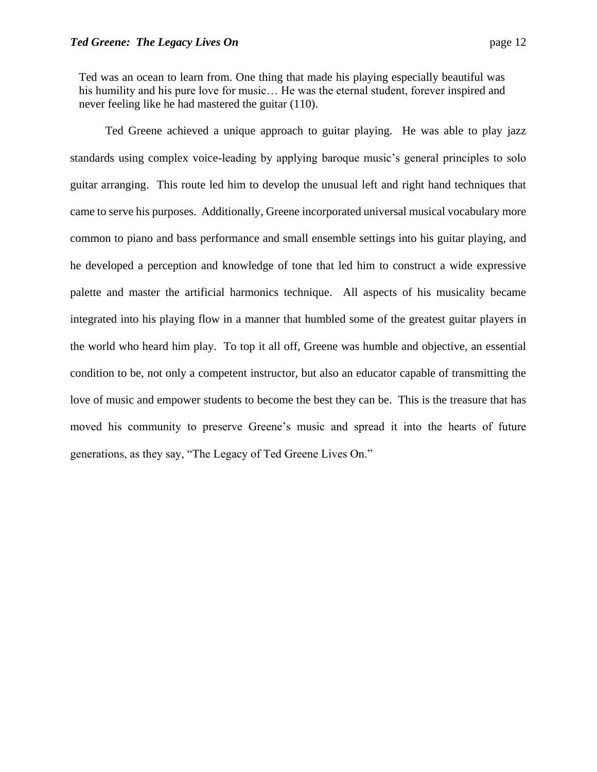> Ted was an ocean to learn from. One thing that made his playing especially beautiful was his humility and his pure love for music… He was the eternal student, forever inspired and never feeling like he had mastered the guitar (110).

Ted Greene achieved a unique approach to guitar playing. He was able to play jazz standards using complex voice-leading by applying baroque music's general principles to solo guitar arranging. This route led him to develop the unusual left and right hand techniques that came to serve his purposes. Additionally, Greene incorporated universal musical vocabulary more common to piano and bass performance and small ensemble settings into his guitar playing, and he developed a perception and knowledge of tone that led him to construct a wide expressive palette and master the artificial harmonics technique. All aspects of his musicality became integrated into his playing flow in a manner that humbled some of the greatest guitar players in the world who heard him play. To top it all off, Greene was humble and objective, an essential condition to be, not only a competent instructor, but also an educator capable of transmitting the love of music and empower students to become the best they can be. This is the treasure that has moved his community to preserve Greene's music and spread it into the hearts of future generations, as they say, "The Legacy of Ted Greene Lives On."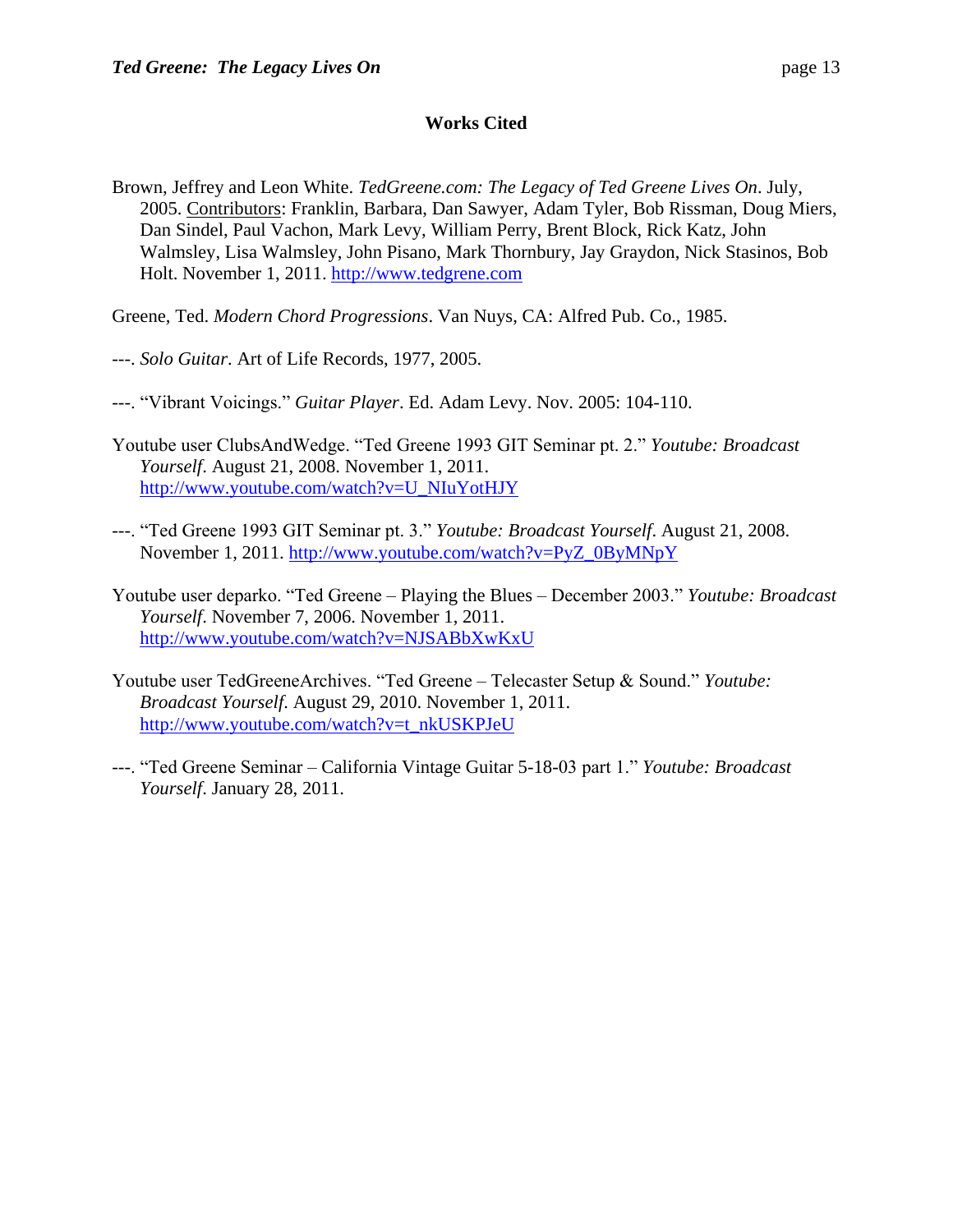## Works Cited

Brown, Jeffrey and Leon White. *TedGreene.com: The Legacy of Ted Greene Lives On*. July, 2005. Contributors: Franklin, Barbara, Dan Sawyer, Adam Tyler, Bob Rissman, Doug Miers, Dan Sindel, Paul Vachon, Mark Levy, William Perry, Brent Block, Rick Katz, John Walmsley, Lisa Walmsley, John Pisano, Mark Thornbury, Jay Graydon, Nick Stasinos, Bob Holt. November 1, 2011. http://www.tedgrene.com

Greene, Ted. *Modern Chord Progressions*. Van Nuys, CA: Alfred Pub. Co., 1985.

---. *Solo Guitar*. Art of Life Records, 1977, 2005.

---. "Vibrant Voicings." *Guitar Player*. Ed. Adam Levy. Nov. 2005: 104-110.

Youtube user ClubsAndWedge. "Ted Greene 1993 GIT Seminar pt. 2." *Youtube: Broadcast Yourself*. August 21, 2008. November 1, 2011. http://www.youtube.com/watch?v=U_NIuYotHJY

---. "Ted Greene 1993 GIT Seminar pt. 3." *Youtube: Broadcast Yourself*. August 21, 2008. November 1, 2011. http://www.youtube.com/watch?v=PyZ_0ByMNpY

Youtube user deparko. "Ted Greene – Playing the Blues – December 2003." *Youtube: Broadcast Yourself*. November 7, 2006. November 1, 2011. http://www.youtube.com/watch?v=NJSABbXwKxU

Youtube user TedGreeneArchives. "Ted Greene – Telecaster Setup & Sound." *Youtube: Broadcast Yourself*. August 29, 2010. November 1, 2011. http://www.youtube.com/watch?v=t_nkUSKPJeU

---. "Ted Greene Seminar – California Vintage Guitar 5-18-03 part 1." *Youtube: Broadcast Yourself*. January 28, 2011.